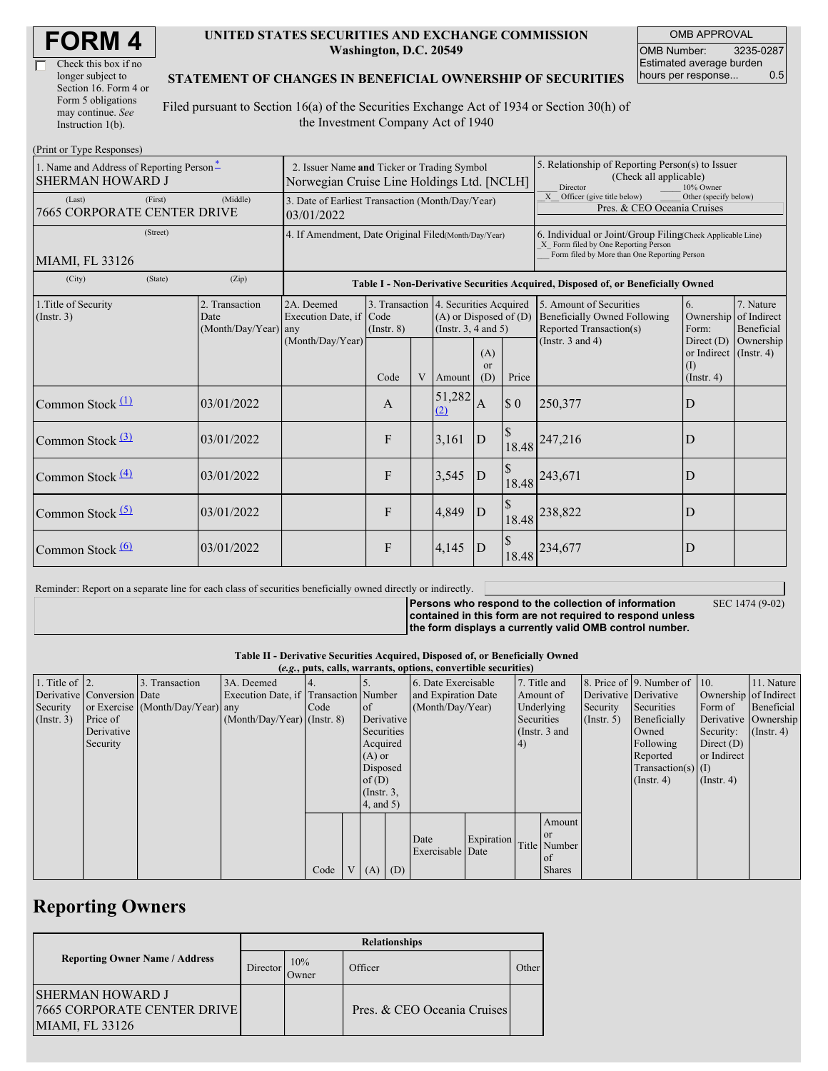# FORM 4

☐ Check this box if no longer subject to Section 16. Form 4 or Form 5 obligations may continue. *See* Instruction 1(b).

**UNITED STATES SECURITIES AND EXCHANGE COMMISSION**
**Washington, D.C. 20549**

**STATEMENT OF CHANGES IN BENEFICIAL OWNERSHIP OF SECURITIES**

Filed pursuant to Section 16(a) of the Securities Exchange Act of 1934 or Section 30(h) of the Investment Company Act of 1940

| OMB APPROVAL | |
|---|---|
| OMB Number: | 3235-0287 |
| Estimated average burden hours per response... | 0.5 |

(Print or Type Responses)

| 1. Name and Address of Reporting Person * | 2. Issuer Name and Ticker or Trading Symbol | 5. Relationship of Reporting Person(s) to Issuer (Check all applicable) |
|---|---|---|
| SHERMAN HOWARD J | Norwegian Cruise Line Holdings Ltd. [NCLH] | ___ Director ___ 10% Owner _X_ Officer (give title below) ___ Other (specify below) |
| (Last) (First) (Middle) 7665 CORPORATE CENTER DRIVE | 3. Date of Earliest Transaction (Month/Day/Year) 03/01/2022 | Pres. & CEO Oceania Cruises |
| (Street) MIAMI, FL 33126 | 4. If Amendment, Date Original Filed (Month/Day/Year) | 6. Individual or Joint/Group Filing (Check Applicable Line) _X_ Form filed by One Reporting Person ___ Form filed by More than One Reporting Person |
| (City) (State) (Zip) | | |

**Table I - Non-Derivative Securities Acquired, Disposed of, or Beneficially Owned**

| 1.Title of Security (Instr. 3) | 2. Transaction Date (Month/Day/Year) | 2A. Deemed Execution Date, if any (Month/Day/Year) | 3. Transaction Code (Instr. 8) | | 4. Securities Acquired (A) or Disposed of (D) (Instr. 3, 4 and 5) | | | 5. Amount of Securities Beneficially Owned Following Reported Transaction(s) (Instr. 3 and 4) | 6. Ownership Form: Direct (D) or Indirect (I) (Instr. 4) | 7. Nature of Indirect Beneficial Ownership (Instr. 4) |
|---|---|---|---|---|---|---|---|---|---|---|
| | | | Code | V | Amount | (A) or (D) | Price | | | |
| Common Stock (1) | 03/01/2022 | | A | | 51,282 (2) | A | $ 0 | 250,377 | D | |
| Common Stock (3) | 03/01/2022 | | F | | 3,161 | D | $ 18.48 | 247,216 | D | |
| Common Stock (4) | 03/01/2022 | | F | | 3,545 | D | $ 18.48 | 243,671 | D | |
| Common Stock (5) | 03/01/2022 | | F | | 4,849 | D | $ 18.48 | 238,822 | D | |
| Common Stock (6) | 03/01/2022 | | F | | 4,145 | D | $ 18.48 | 234,677 | D | |

Reminder: Report on a separate line for each class of securities beneficially owned directly or indirectly.

**Persons who respond to the collection of information contained in this form are not required to respond unless the form displays a currently valid OMB control number.** SEC 1474 (9-02)

**Table II - Derivative Securities Acquired, Disposed of, or Beneficially Owned**
**(*e.g.*, puts, calls, warrants, options, convertible securities)**

| 1. Title of Derivative Security (Instr. 3) | 2. Conversion or Exercise Price of Derivative Security | 3. Transaction Date (Month/Day/Year) | 3A. Deemed Execution Date, if any (Month/Day/Year) | 4. Transaction Code (Instr. 8) | | 5. Number of Derivative Securities Acquired (A) or Disposed of (D) (Instr. 3, 4, and 5) | | 6. Date Exercisable and Expiration Date (Month/Day/Year) | | 7. Title and Amount of Underlying Securities (Instr. 3 and 4) | | 8. Price of Derivative Security (Instr. 5) | 9. Number of Derivative Securities Beneficially Owned Following Reported Transaction(s) (Instr. 4) | 10. Ownership Form of Derivative Security: Direct (D) or Indirect (I) (Instr. 4) | 11. Nature of Indirect Beneficial Ownership (Instr. 4) |
|---|---|---|---|---|---|---|---|---|---|---|---|---|---|---|---|
| | | | | Code | V | (A) | (D) | Date Exercisable | Expiration Date | Title | Amount or Number of Shares | | | | |

## Reporting Owners

| Reporting Owner Name / Address | Relationships | | | |
|---|---|---|---|---|
| | Director | 10% Owner | Officer | Other |
| SHERMAN HOWARD J 7665 CORPORATE CENTER DRIVE MIAMI, FL 33126 | | | Pres. & CEO Oceania Cruises | |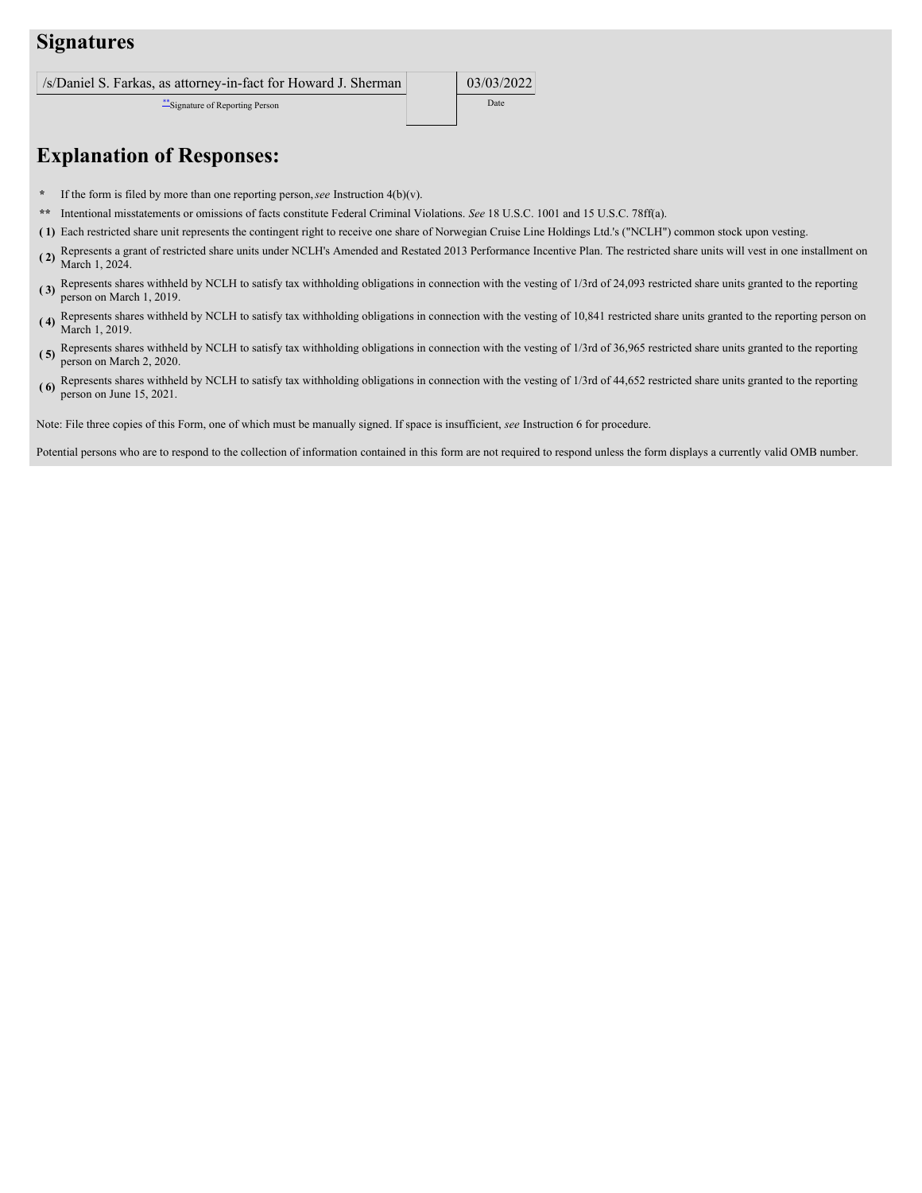## Signatures

| | | |
|---|---|---|
| /s/Daniel S. Farkas, as attorney-in-fact for Howard J. Sherman | | 03/03/2022 |
| ** Signature of Reporting Person | | Date |

## Explanation of Responses:

- \* If the form is filed by more than one reporting person, *see* Instruction 4(b)(v).
- \*\* Intentional misstatements or omissions of facts constitute Federal Criminal Violations. *See* 18 U.S.C. 1001 and 15 U.S.C. 78ff(a).
- **( 1)** Each restricted share unit represents the contingent right to receive one share of Norwegian Cruise Line Holdings Ltd.'s ("NCLH") common stock upon vesting.
- **( 2)** Represents a grant of restricted share units under NCLH's Amended and Restated 2013 Performance Incentive Plan. The restricted share units will vest in one installment on March 1, 2024.
- **( 3)** Represents shares withheld by NCLH to satisfy tax withholding obligations in connection with the vesting of 1/3rd of 24,093 restricted share units granted to the reporting person on March 1, 2019.
- **( 4)** Represents shares withheld by NCLH to satisfy tax withholding obligations in connection with the vesting of 10,841 restricted share units granted to the reporting person on March 1, 2019.
- **( 5)** Represents shares withheld by NCLH to satisfy tax withholding obligations in connection with the vesting of 1/3rd of 36,965 restricted share units granted to the reporting person on March 2, 2020.
- **( 6)** Represents shares withheld by NCLH to satisfy tax withholding obligations in connection with the vesting of 1/3rd of 44,652 restricted share units granted to the reporting person on June 15, 2021.

Note: File three copies of this Form, one of which must be manually signed. If space is insufficient, *see* Instruction 6 for procedure.

Potential persons who are to respond to the collection of information contained in this form are not required to respond unless the form displays a currently valid OMB number.